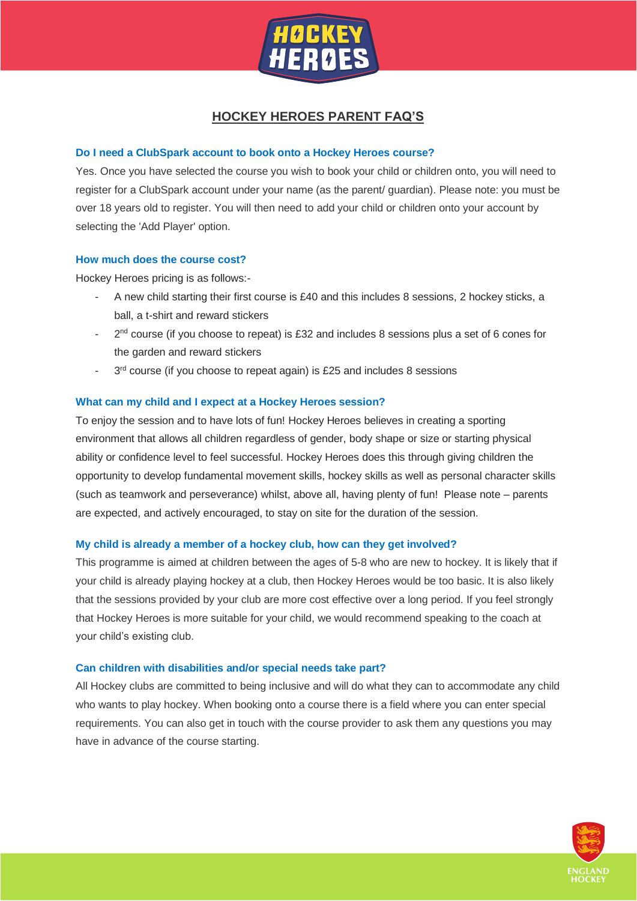# HOCKEY HEROES PARENT FAQ'S

### Do I need a ClubSpark account to book onto a Hockey Heroes course?

Yes. Once you have selected the course you wish to book your child or children onto, you will need to register for a ClubSpark account under your name (as the parent/ guardian). Please note: you must be over 18 years old to register. You will then need to add your child or children onto your account by selecting the 'Add Player' option.

### How much does the course cost?

Hockey Heroes pricing is as follows:-

- A new child starting their first course is £40 and this includes 8 sessions, 2 hockey sticks, a ball, a t-shirt and reward stickers
- 2nd course (if you choose to repeat) is £32 and includes 8 sessions plus a set of 6 cones for the garden and reward stickers
- 3rd course (if you choose to repeat again) is £25 and includes 8 sessions

### What can my child and I expect at a Hockey Heroes session?

To enjoy the session and to have lots of fun! Hockey Heroes believes in creating a sporting environment that allows all children regardless of gender, body shape or size or starting physical ability or confidence level to feel successful. Hockey Heroes does this through giving children the opportunity to develop fundamental movement skills, hockey skills as well as personal character skills (such as teamwork and perseverance) whilst, above all, having plenty of fun! Please note – parents are expected, and actively encouraged, to stay on site for the duration of the session.

### My child is already a member of a hockey club, how can they get involved?

This programme is aimed at children between the ages of 5-8 who are new to hockey. It is likely that if your child is already playing hockey at a club, then Hockey Heroes would be too basic. It is also likely that the sessions provided by your club are more cost effective over a long period. If you feel strongly that Hockey Heroes is more suitable for your child, we would recommend speaking to the coach at your child's existing club.

### Can children with disabilities and/or special needs take part?

All Hockey clubs are committed to being inclusive and will do what they can to accommodate any child who wants to play hockey. When booking onto a course there is a field where you can enter special requirements. You can also get in touch with the course provider to ask them any questions you may have in advance of the course starting.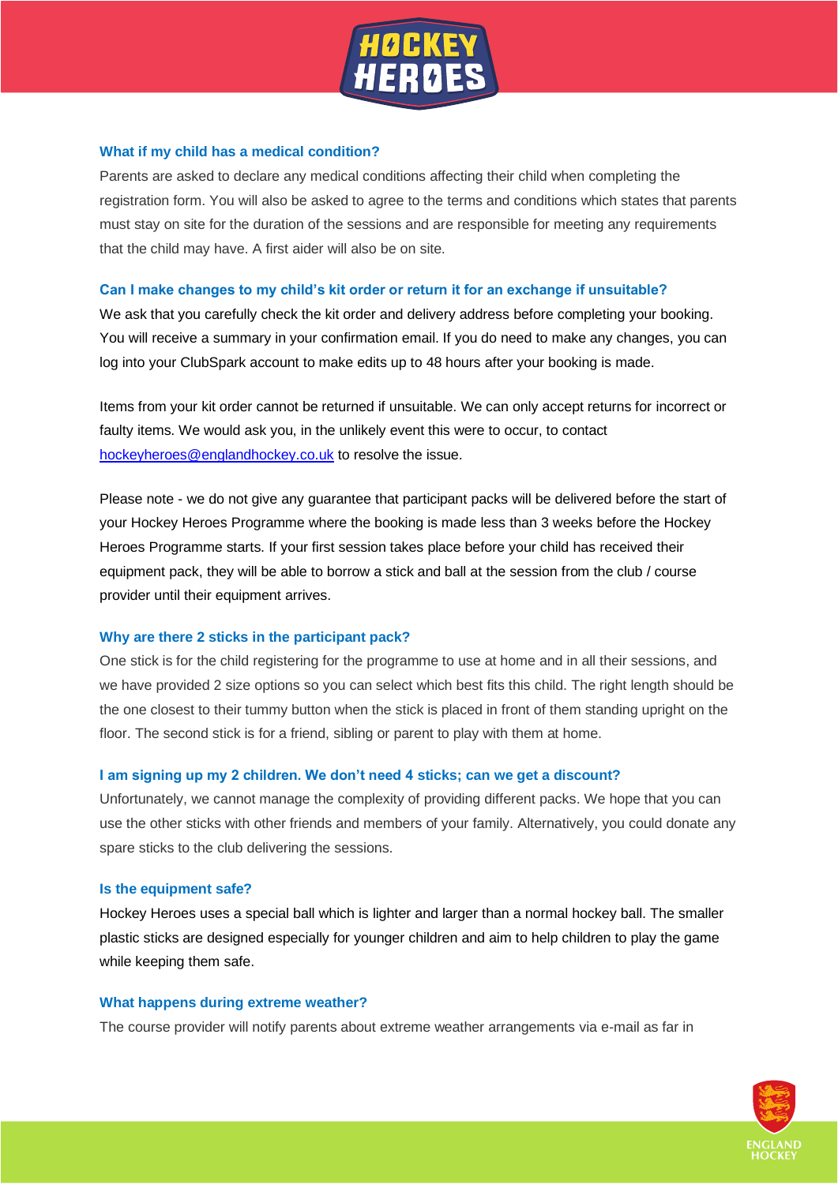### What if my child has a medical condition?

Parents are asked to declare any medical conditions affecting their child when completing the registration form. You will also be asked to agree to the terms and conditions which states that parents must stay on site for the duration of the sessions and are responsible for meeting any requirements that the child may have. A first aider will also be on site.

### Can I make changes to my child's kit order or return it for an exchange if unsuitable?

We ask that you carefully check the kit order and delivery address before completing your booking. You will receive a summary in your confirmation email. If you do need to make any changes, you can log into your ClubSpark account to make edits up to 48 hours after your booking is made.

Items from your kit order cannot be returned if unsuitable. We can only accept returns for incorrect or faulty items. We would ask you, in the unlikely event this were to occur, to contact hockeyheroes@englandhockey.co.uk to resolve the issue.

Please note - we do not give any guarantee that participant packs will be delivered before the start of your Hockey Heroes Programme where the booking is made less than 3 weeks before the Hockey Heroes Programme starts. If your first session takes place before your child has received their equipment pack, they will be able to borrow a stick and ball at the session from the club / course provider until their equipment arrives.

### Why are there 2 sticks in the participant pack?

One stick is for the child registering for the programme to use at home and in all their sessions, and we have provided 2 size options so you can select which best fits this child. The right length should be the one closest to their tummy button when the stick is placed in front of them standing upright on the floor. The second stick is for a friend, sibling or parent to play with them at home.

### I am signing up my 2 children. We don't need 4 sticks; can we get a discount?

Unfortunately, we cannot manage the complexity of providing different packs. We hope that you can use the other sticks with other friends and members of your family. Alternatively, you could donate any spare sticks to the club delivering the sessions.

### Is the equipment safe?

Hockey Heroes uses a special ball which is lighter and larger than a normal hockey ball. The smaller plastic sticks are designed especially for younger children and aim to help children to play the game while keeping them safe.

### What happens during extreme weather?

The course provider will notify parents about extreme weather arrangements via e-mail as far in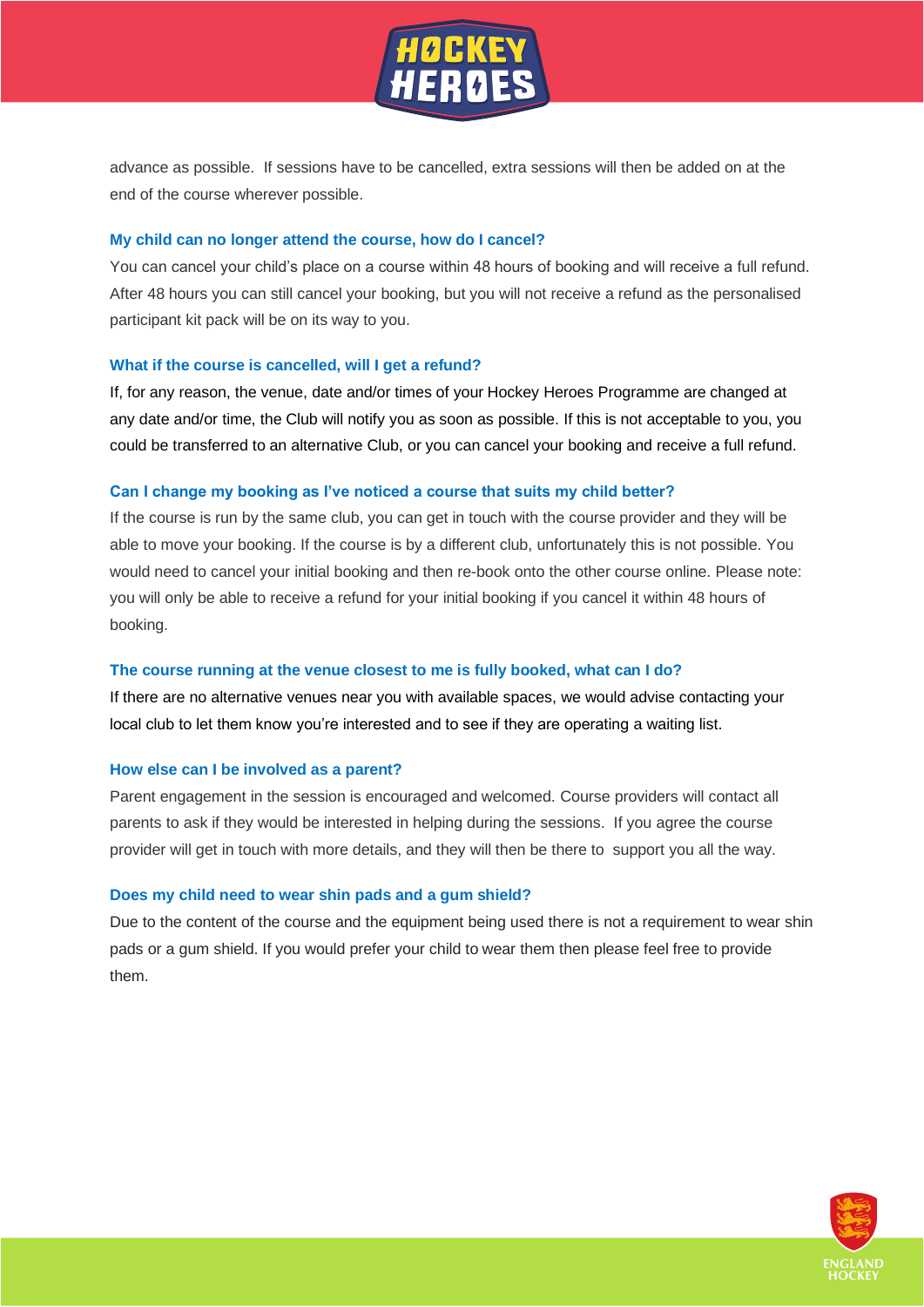advance as possible. If sessions have to be cancelled, extra sessions will then be added on at the end of the course wherever possible.

### My child can no longer attend the course, how do I cancel?

You can cancel your child's place on a course within 48 hours of booking and will receive a full refund. After 48 hours you can still cancel your booking, but you will not receive a refund as the personalised participant kit pack will be on its way to you.

### What if the course is cancelled, will I get a refund?

If, for any reason, the venue, date and/or times of your Hockey Heroes Programme are changed at any date and/or time, the Club will notify you as soon as possible. If this is not acceptable to you, you could be transferred to an alternative Club, or you can cancel your booking and receive a full refund.

### Can I change my booking as I've noticed a course that suits my child better?

If the course is run by the same club, you can get in touch with the course provider and they will be able to move your booking. If the course is by a different club, unfortunately this is not possible. You would need to cancel your initial booking and then re-book onto the other course online. Please note: you will only be able to receive a refund for your initial booking if you cancel it within 48 hours of booking.

### The course running at the venue closest to me is fully booked, what can I do?

If there are no alternative venues near you with available spaces, we would advise contacting your local club to let them know you're interested and to see if they are operating a waiting list.

### How else can I be involved as a parent?

Parent engagement in the session is encouraged and welcomed. Course providers will contact all parents to ask if they would be interested in helping during the sessions. If you agree the course provider will get in touch with more details, and they will then be there to support you all the way.

### Does my child need to wear shin pads and a gum shield?

Due to the content of the course and the equipment being used there is not a requirement to wear shin pads or a gum shield. If you would prefer your child to wear them then please feel free to provide them.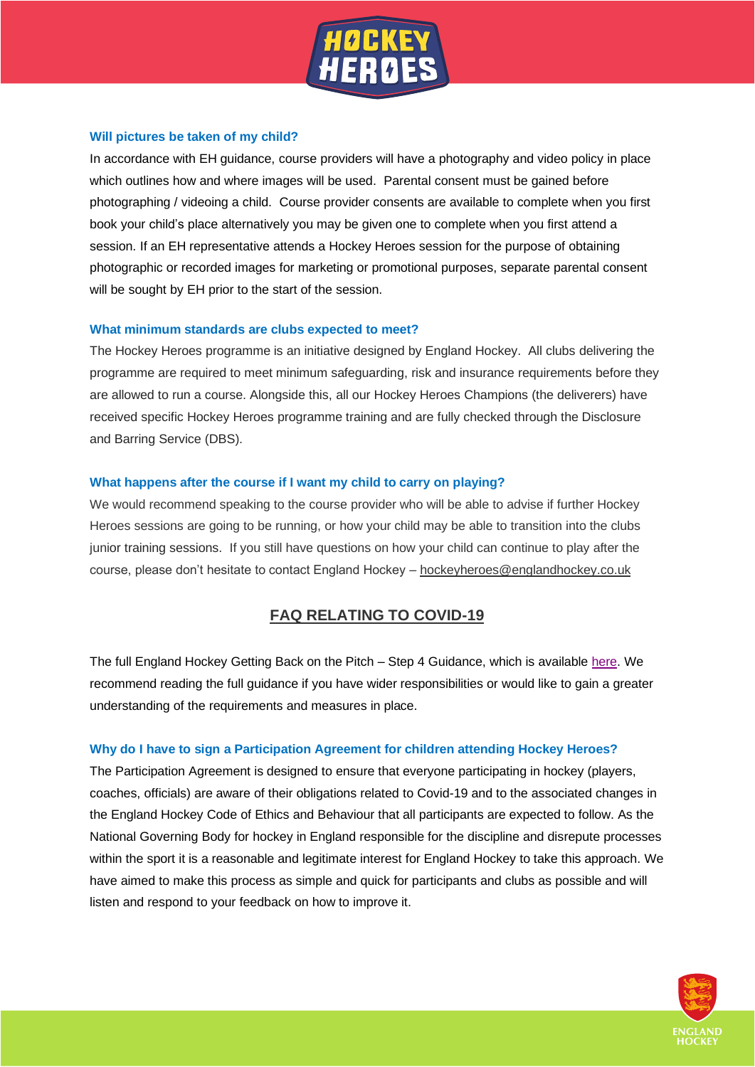### Will pictures be taken of my child?

In accordance with EH guidance, course providers will have a photography and video policy in place which outlines how and where images will be used. Parental consent must be gained before photographing / videoing a child. Course provider consents are available to complete when you first book your child's place alternatively you may be given one to complete when you first attend a session. If an EH representative attends a Hockey Heroes session for the purpose of obtaining photographic or recorded images for marketing or promotional purposes, separate parental consent will be sought by EH prior to the start of the session.

### What minimum standards are clubs expected to meet?

The Hockey Heroes programme is an initiative designed by England Hockey. All clubs delivering the programme are required to meet minimum safeguarding, risk and insurance requirements before they are allowed to run a course. Alongside this, all our Hockey Heroes Champions (the deliverers) have received specific Hockey Heroes programme training and are fully checked through the Disclosure and Barring Service (DBS).

### What happens after the course if I want my child to carry on playing?

We would recommend speaking to the course provider who will be able to advise if further Hockey Heroes sessions are going to be running, or how your child may be able to transition into the clubs junior training sessions. If you still have questions on how your child can continue to play after the course, please don't hesitate to contact England Hockey – hockeyheroes@englandhockey.co.uk

## FAQ RELATING TO COVID-19

The full England Hockey Getting Back on the Pitch – Step 4 Guidance, which is available here. We recommend reading the full guidance if you have wider responsibilities or would like to gain a greater understanding of the requirements and measures in place.

### Why do I have to sign a Participation Agreement for children attending Hockey Heroes?

The Participation Agreement is designed to ensure that everyone participating in hockey (players, coaches, officials) are aware of their obligations related to Covid-19 and to the associated changes in the England Hockey Code of Ethics and Behaviour that all participants are expected to follow. As the National Governing Body for hockey in England responsible for the discipline and disrepute processes within the sport it is a reasonable and legitimate interest for England Hockey to take this approach. We have aimed to make this process as simple and quick for participants and clubs as possible and will listen and respond to your feedback on how to improve it.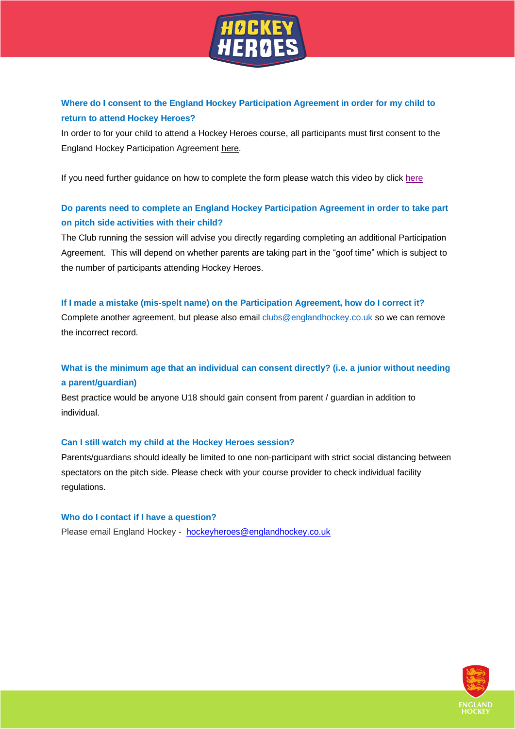### Where do I consent to the England Hockey Participation Agreement in order for my child to return to attend Hockey Heroes?

In order to for your child to attend a Hockey Heroes course, all participants must first consent to the England Hockey Participation Agreement here.

If you need further guidance on how to complete the form please watch this video by click here

### Do parents need to complete an England Hockey Participation Agreement in order to take part on pitch side activities with their child?

The Club running the session will advise you directly regarding completing an additional Participation Agreement. This will depend on whether parents are taking part in the "goof time" which is subject to the number of participants attending Hockey Heroes.

### If I made a mistake (mis-spelt name) on the Participation Agreement, how do I correct it?

Complete another agreement, but please also email clubs@englandhockey.co.uk so we can remove the incorrect record.

### What is the minimum age that an individual can consent directly? (i.e. a junior without needing a parent/guardian)

Best practice would be anyone U18 should gain consent from parent / guardian in addition to individual.

### Can I still watch my child at the Hockey Heroes session?

Parents/guardians should ideally be limited to one non-participant with strict social distancing between spectators on the pitch side. Please check with your course provider to check individual facility regulations.

### Who do I contact if I have a question?

Please email England Hockey - hockeyheroes@englandhockey.co.uk